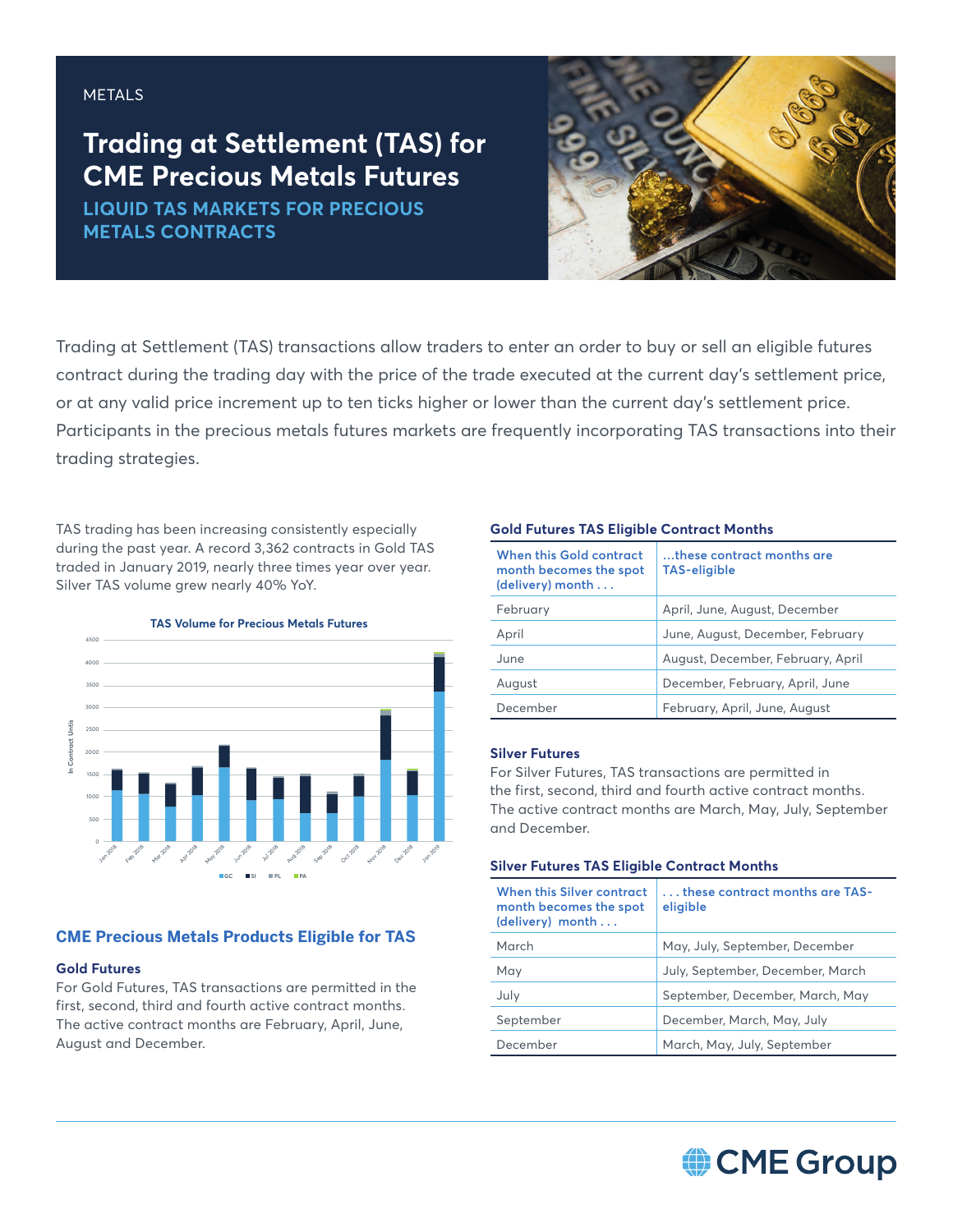METALS

# Trading at Settlement (TAS) for CME Precious Metals Futures

## LIQUID TAS MARKETS FOR PRECIOUS METALS CONTRACTS

Trading at Settlement (TAS) transactions allow traders to enter an order to buy or sell an eligible futures contract during the trading day with the price of the trade executed at the current day's settlement price, or at any valid price increment up to ten ticks higher or lower than the current day's settlement price. Participants in the precious metals futures markets are frequently incorporating TAS transactions into their trading strategies.

TAS trading has been increasing consistently especially during the past year. A record 3,362 contracts in Gold TAS traded in January 2019, nearly three times year over year. Silver TAS volume grew nearly 40% YoY.

**TAS Volume for Precious Metals Futures**

## CME Precious Metals Products Eligible for TAS

### Gold Futures

For Gold Futures, TAS transactions are permitted in the first, second, third and fourth active contract months. The active contract months are February, April, June, August and December.

**Gold Futures TAS Eligible Contract Months**

| When this Gold contract month becomes the spot (delivery) month . . . | ...these contract months are TAS-eligible |
|---|---|
| February | April, June, August, December |
| April | June, August, December, February |
| June | August, December, February, April |
| August | December, February, April, June |
| December | February, April, June, August |

### Silver Futures

For Silver Futures, TAS transactions are permitted in the first, second, third and fourth active contract months. The active contract months are March, May, July, September and December.

**Silver Futures TAS Eligible Contract Months**

| When this Silver contract month becomes the spot (delivery) month . . . | . . . these contract months are TAS-eligible |
|---|---|
| March | May, July, September, December |
| May | July, September, December, March |
| July | September, December, March, May |
| September | December, March, May, July |
| December | March, May, July, September |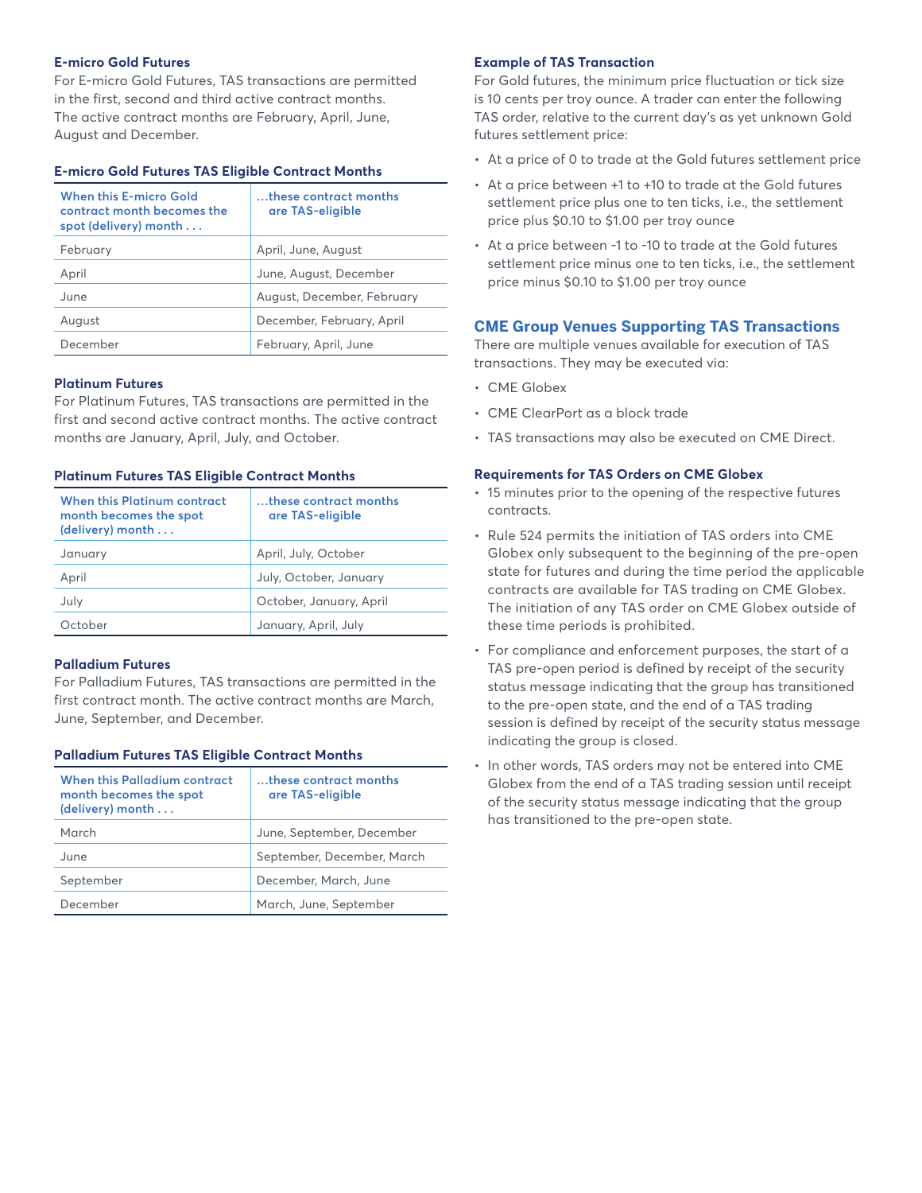### E-micro Gold Futures

For E-micro Gold Futures, TAS transactions are permitted in the first, second and third active contract months. The active contract months are February, April, June, August and December.

#### E-micro Gold Futures TAS Eligible Contract Months

| When this E-micro Gold contract month becomes the spot (delivery) month . . . | …these contract months are TAS-eligible |
|---|---|
| February | April, June, August |
| April | June, August, December |
| June | August, December, February |
| August | December, February, April |
| December | February, April, June |

### Platinum Futures

For Platinum Futures, TAS transactions are permitted in the first and second active contract months. The active contract months are January, April, July, and October.

#### Platinum Futures TAS Eligible Contract Months

| When this Platinum contract month becomes the spot (delivery) month . . . | …these contract months are TAS-eligible |
|---|---|
| January | April, July, October |
| April | July, October, January |
| July | October, January, April |
| October | January, April, July |

### Palladium Futures

For Palladium Futures, TAS transactions are permitted in the first contract month. The active contract months are March, June, September, and December.

#### Palladium Futures TAS Eligible Contract Months

| When this Palladium contract month becomes the spot (delivery) month . . . | …these contract months are TAS-eligible |
|---|---|
| March | June, September, December |
| June | September, December, March |
| September | December, March, June |
| December | March, June, September |

### Example of TAS Transaction

For Gold futures, the minimum price fluctuation or tick size is 10 cents per troy ounce. A trader can enter the following TAS order, relative to the current day's as yet unknown Gold futures settlement price:

- At a price of 0 to trade at the Gold futures settlement price
- At a price between +1 to +10 to trade at the Gold futures settlement price plus one to ten ticks, i.e., the settlement price plus $0.10 to $1.00 per troy ounce
- At a price between -1 to -10 to trade at the Gold futures settlement price minus one to ten ticks, i.e., the settlement price minus $0.10 to $1.00 per troy ounce

## CME Group Venues Supporting TAS Transactions

There are multiple venues available for execution of TAS transactions. They may be executed via:

- CME Globex
- CME ClearPort as a block trade
- TAS transactions may also be executed on CME Direct.

### Requirements for TAS Orders on CME Globex

- 15 minutes prior to the opening of the respective futures contracts.
- Rule 524 permits the initiation of TAS orders into CME Globex only subsequent to the beginning of the pre-open state for futures and during the time period the applicable contracts are available for TAS trading on CME Globex. The initiation of any TAS order on CME Globex outside of these time periods is prohibited.
- For compliance and enforcement purposes, the start of a TAS pre-open period is defined by receipt of the security status message indicating that the group has transitioned to the pre-open state, and the end of a TAS trading session is defined by receipt of the security status message indicating the group is closed.
- In other words, TAS orders may not be entered into CME Globex from the end of a TAS trading session until receipt of the security status message indicating that the group has transitioned to the pre-open state.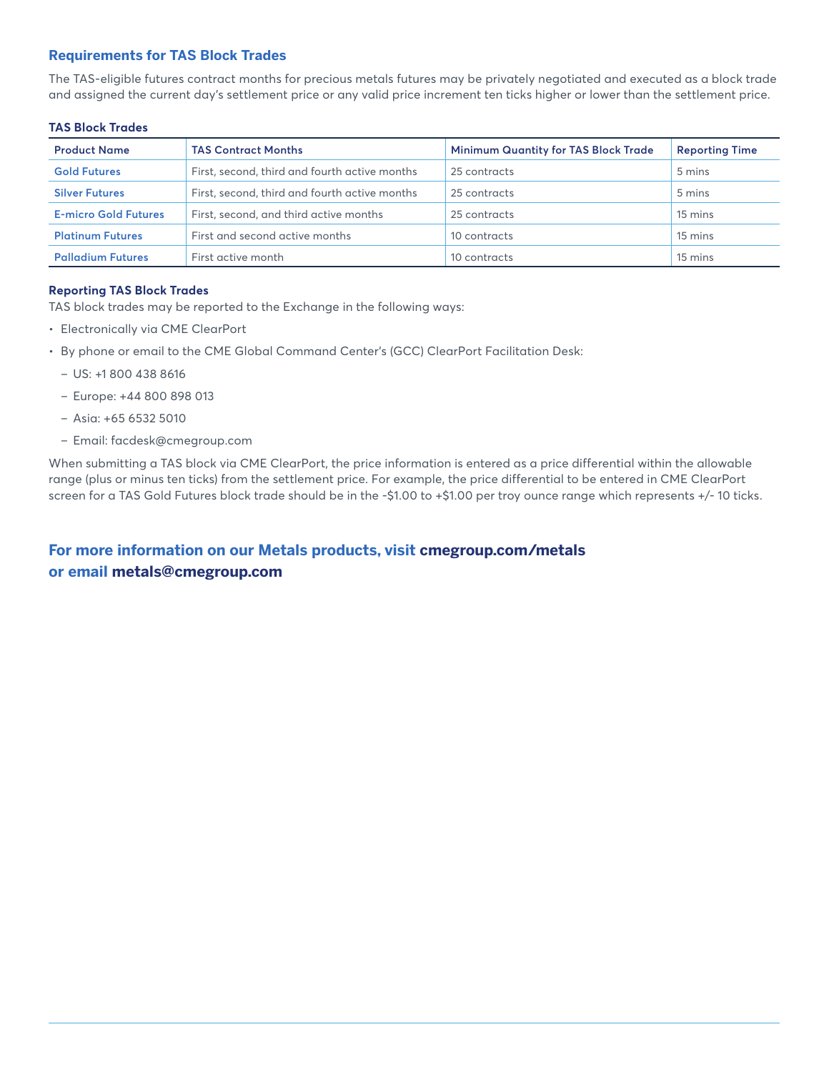## Requirements for TAS Block Trades

The TAS-eligible futures contract months for precious metals futures may be privately negotiated and executed as a block trade and assigned the current day's settlement price or any valid price increment ten ticks higher or lower than the settlement price.

**TAS Block Trades**

| Product Name | TAS Contract Months | Minimum Quantity for TAS Block Trade | Reporting Time |
|---|---|---|---|
| Gold Futures | First, second, third and fourth active months | 25 contracts | 5 mins |
| Silver Futures | First, second, third and fourth active months | 25 contracts | 5 mins |
| E-micro Gold Futures | First, second, and third active months | 25 contracts | 15 mins |
| Platinum Futures | First and second active months | 10 contracts | 15 mins |
| Palladium Futures | First active month | 10 contracts | 15 mins |

**Reporting TAS Block Trades**

TAS block trades may be reported to the Exchange in the following ways:

- Electronically via CME ClearPort
- By phone or email to the CME Global Command Center's (GCC) ClearPort Facilitation Desk:
  - US: +1 800 438 8616
  - Europe: +44 800 898 013
  - Asia: +65 6532 5010
  - Email: facdesk@cmegroup.com

When submitting a TAS block via CME ClearPort, the price information is entered as a price differential within the allowable range (plus or minus ten ticks) from the settlement price. For example, the price differential to be entered in CME ClearPort screen for a TAS Gold Futures block trade should be in the -$1.00 to +$1.00 per troy ounce range which represents +/- 10 ticks.

**For more information on our Metals products, visit cmegroup.com/metals or email metals@cmegroup.com**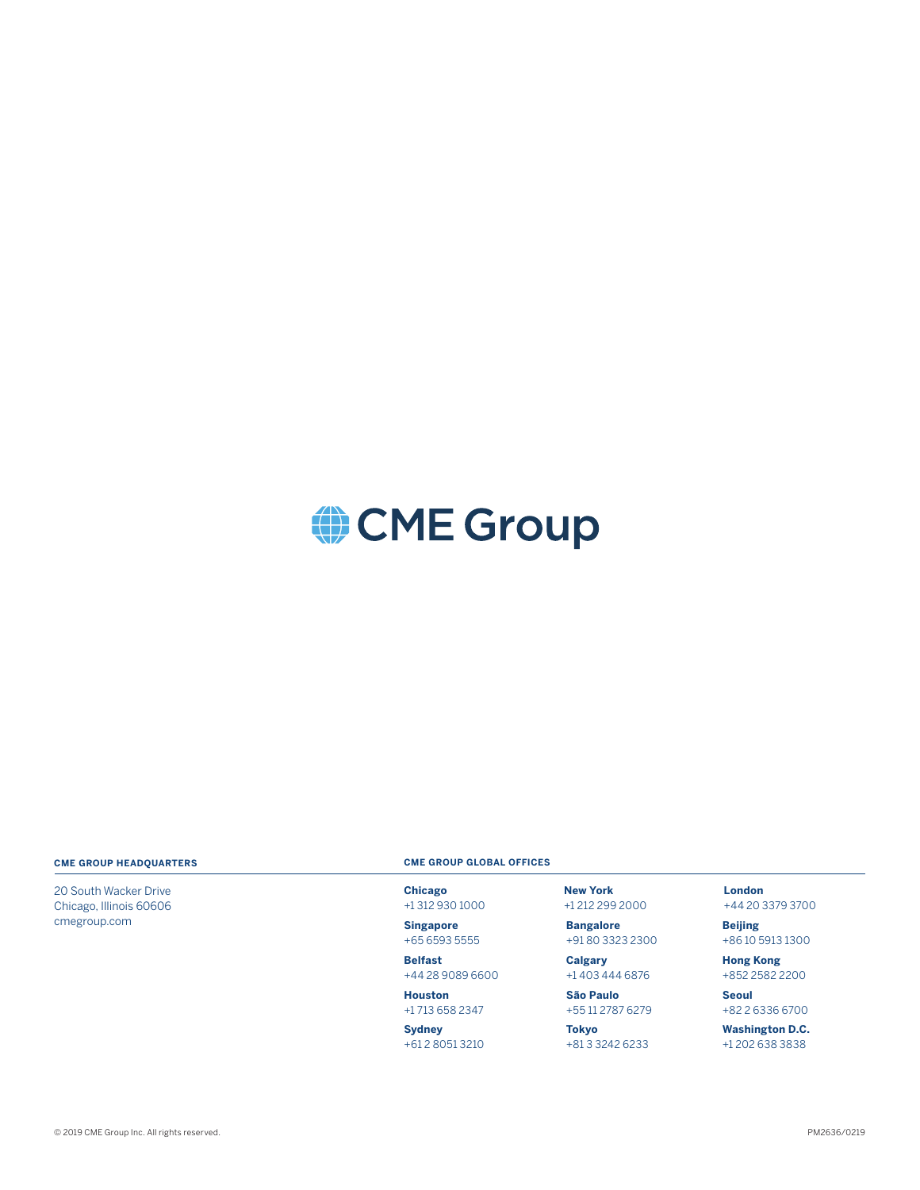CME Group

**CME GROUP HEADQUARTERS**

20 South Wacker Drive
Chicago, Illinois 60606
cmegroup.com

**CME GROUP GLOBAL OFFICES**

**Chicago**
+1 312 930 1000

**New York**
+1 212 299 2000

**London**
+44 20 3379 3700

**Singapore**
+65 6593 5555

**Bangalore**
+91 80 3323 2300

**Beijing**
+86 10 5913 1300

**Belfast**
+44 28 9089 6600

**Calgary**
+1 403 444 6876

**Hong Kong**
+852 2582 2200

**Houston**
+1 713 658 2347

**São Paulo**
+55 11 2787 6279

**Seoul**
+82 2 6336 6700

**Sydney**
+61 2 8051 3210

**Tokyo**
+81 3 3242 6233

**Washington D.C.**
+1 202 638 3838

© 2019 CME Group Inc. All rights reserved.

PM2636/0219